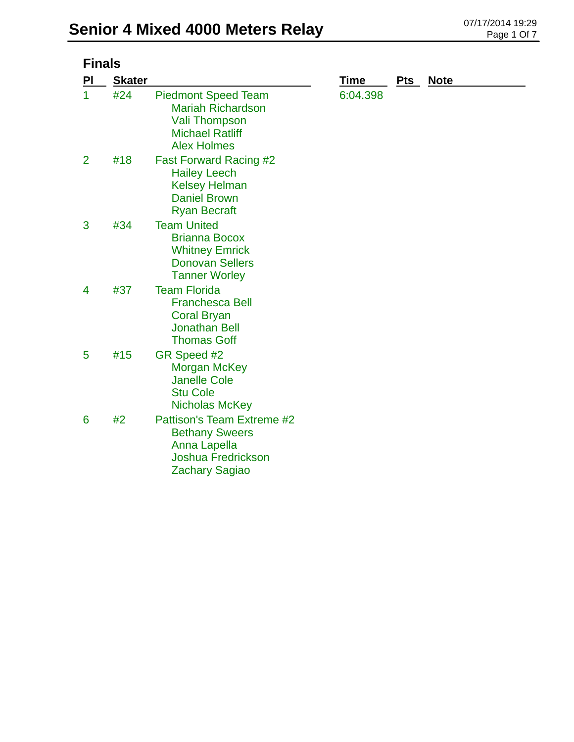# Senior 4 Mixed 4000 Meters Relay

07/17/2014 19:29

## Finals

| Pl | Skater | | Time | Pts | Note |
|---|---|---|---|---|---|
| 1 | #24 | Piedmont Speed Team<br>Mariah Richardson<br>Vali Thompson<br>Michael Ratliff<br>Alex Holmes | 6:04.398 | | |
| 2 | #18 | Fast Forward Racing #2<br>Hailey Leech<br>Kelsey Helman<br>Daniel Brown<br>Ryan Becraft | | | |
| 3 | #34 | Team United<br>Brianna Bocox<br>Whitney Emrick<br>Donovan Sellers<br>Tanner Worley | | | |
| 4 | #37 | Team Florida<br>Franchesca Bell<br>Coral Bryan<br>Jonathan Bell<br>Thomas Goff | | | |
| 5 | #15 | GR Speed #2<br>Morgan McKey<br>Janelle Cole<br>Stu Cole<br>Nicholas McKey | | | |
| 6 | #2 | Pattison's Team Extreme #2<br>Bethany Sweers<br>Anna Lapella<br>Joshua Fredrickson<br>Zachary Sagiao | | | |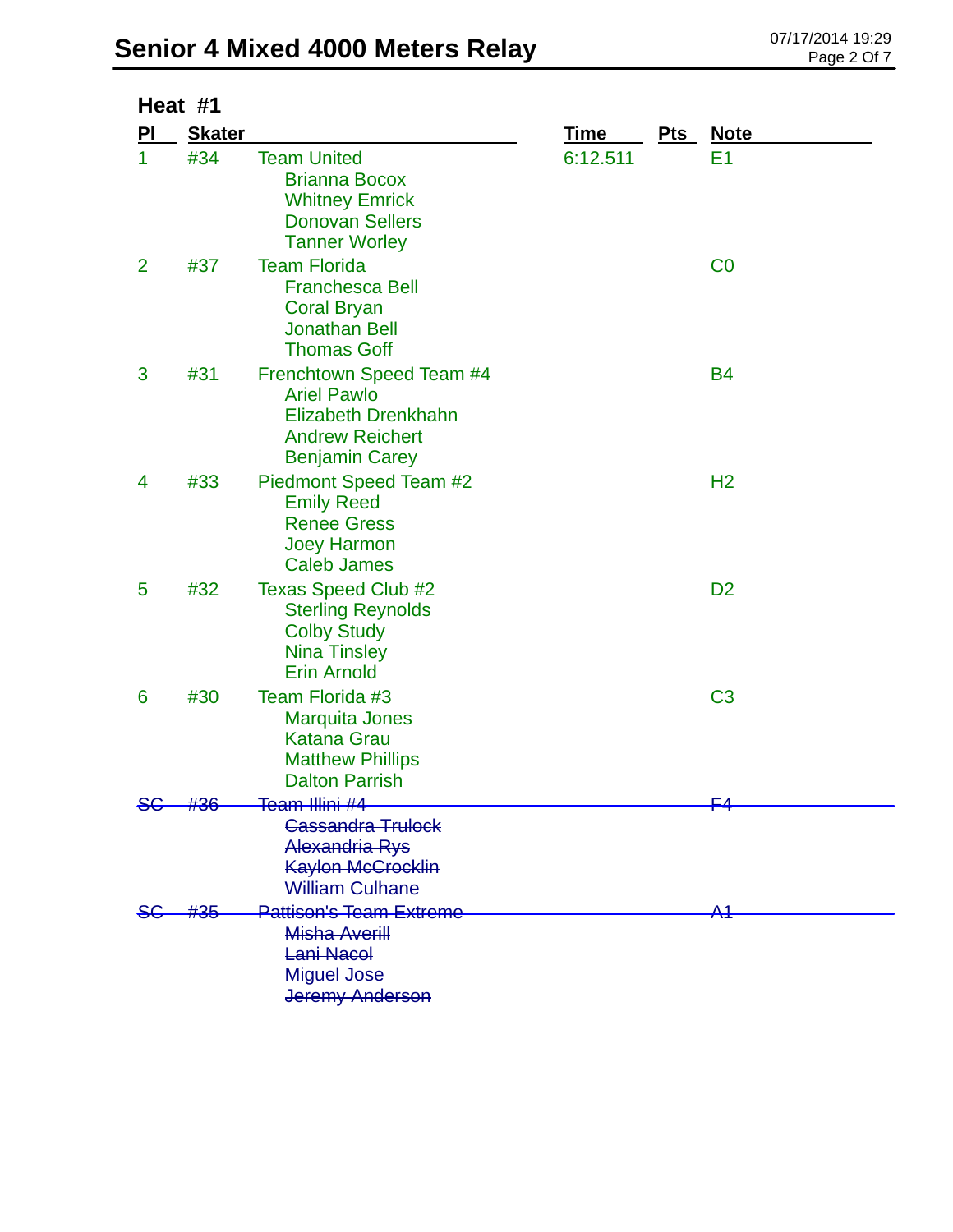# Senior 4 Mixed 4000 Meters Relay

07/17/2014 19:29

## Heat #1

| Pl | Skater | | Time | Pts | Note |
|---|---|---|---|---|---|
| 1 | #34 | Team United<br>Brianna Bocox<br>Whitney Emrick<br>Donovan Sellers<br>Tanner Worley | 6:12.511 | | E1 |
| 2 | #37 | Team Florida<br>Franchesca Bell<br>Coral Bryan<br>Jonathan Bell<br>Thomas Goff | | | C0 |
| 3 | #31 | Frenchtown Speed Team #4<br>Ariel Pawlo<br>Elizabeth Drenkhahn<br>Andrew Reichert<br>Benjamin Carey | | | B4 |
| 4 | #33 | Piedmont Speed Team #2<br>Emily Reed<br>Renee Gress<br>Joey Harmon<br>Caleb James | | | H2 |
| 5 | #32 | Texas Speed Club #2<br>Sterling Reynolds<br>Colby Study<br>Nina Tinsley<br>Erin Arnold | | | D2 |
| 6 | #30 | Team Florida #3<br>Marquita Jones<br>Katana Grau<br>Matthew Phillips<br>Dalton Parrish | | | C3 |
| ~~SC~~ | ~~#36~~ | ~~Team Illini #4~~<br>~~Cassandra Trulock~~<br>~~Alexandria Rys~~<br>~~Kaylon McCrocklin~~<br>~~William Culhane~~ | | | ~~F4~~ |
| ~~SC~~ | ~~#35~~ | ~~Pattison's Team Extreme~~<br>~~Misha Averill~~<br>~~Lani Nacol~~<br>~~Miguel Jose~~<br>~~Jeremy Anderson~~ | | | ~~A1~~ |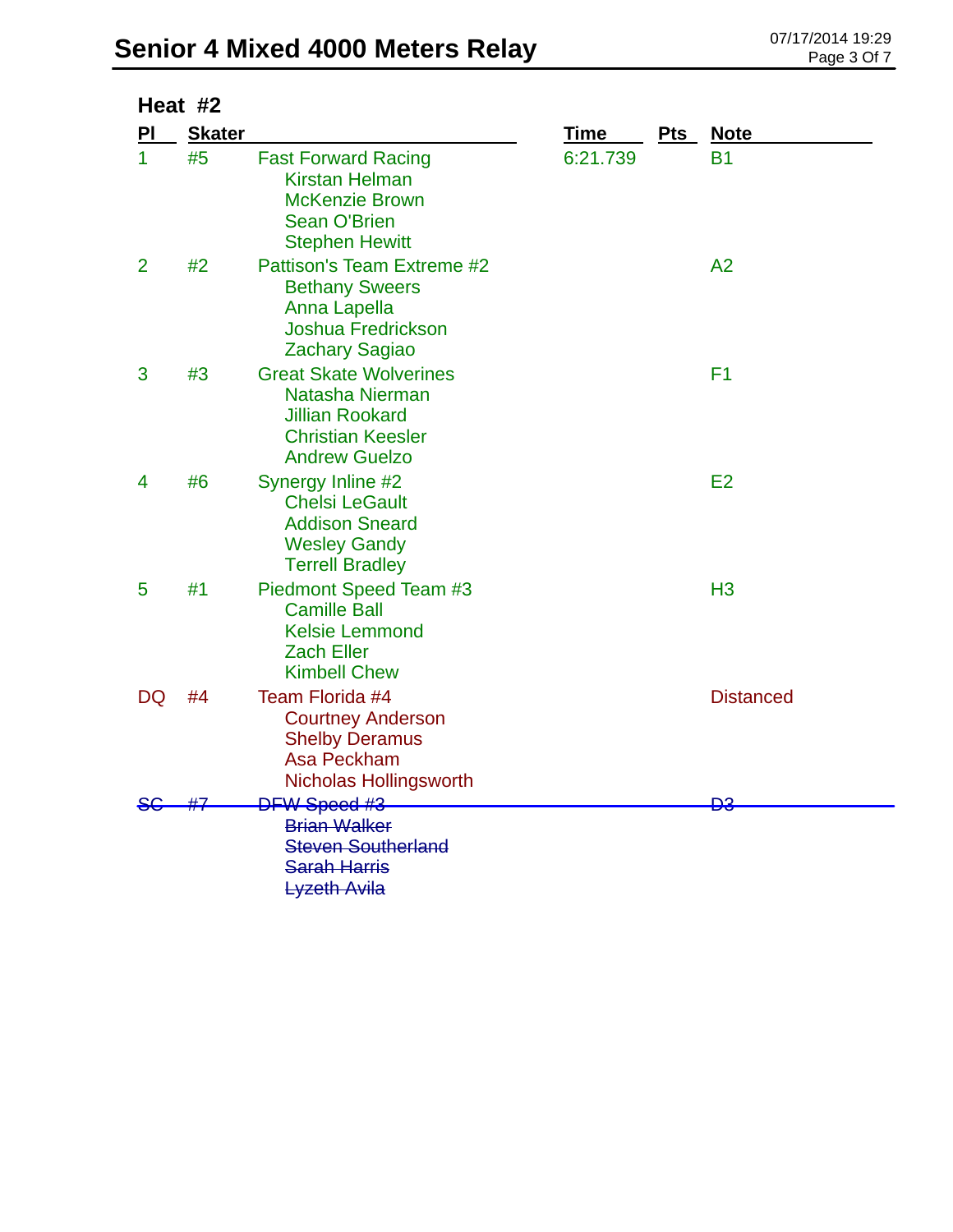# Senior 4 Mixed 4000 Meters Relay

## Heat #2

| Pl | Skater | | Time | Pts | Note |
|---|---|---|---|---|---|
| 1 | #5 | Fast Forward Racing<br>Kirstan Helman<br>McKenzie Brown<br>Sean O'Brien<br>Stephen Hewitt | 6:21.739 | | B1 |
| 2 | #2 | Pattison's Team Extreme #2<br>Bethany Sweers<br>Anna Lapella<br>Joshua Fredrickson<br>Zachary Sagiao | | | A2 |
| 3 | #3 | Great Skate Wolverines<br>Natasha Nierman<br>Jillian Rookard<br>Christian Keesler<br>Andrew Guelzo | | | F1 |
| 4 | #6 | Synergy Inline #2<br>Chelsi LeGault<br>Addison Sneard<br>Wesley Gandy<br>Terrell Bradley | | | E2 |
| 5 | #1 | Piedmont Speed Team #3<br>Camille Ball<br>Kelsie Lemmond<br>Zach Eller<br>Kimbell Chew | | | H3 |
| DQ | #4 | Team Florida #4<br>Courtney Anderson<br>Shelby Deramus<br>Asa Peckham<br>Nicholas Hollingsworth | | | Distanced |
| ~~SC~~ | ~~#7~~ | ~~DFW Speed #3~~<br>~~Brian Walker~~<br>~~Steven Southerland~~<br>~~Sarah Harris~~<br>~~Lyzeth Avila~~ | | | ~~D3~~ |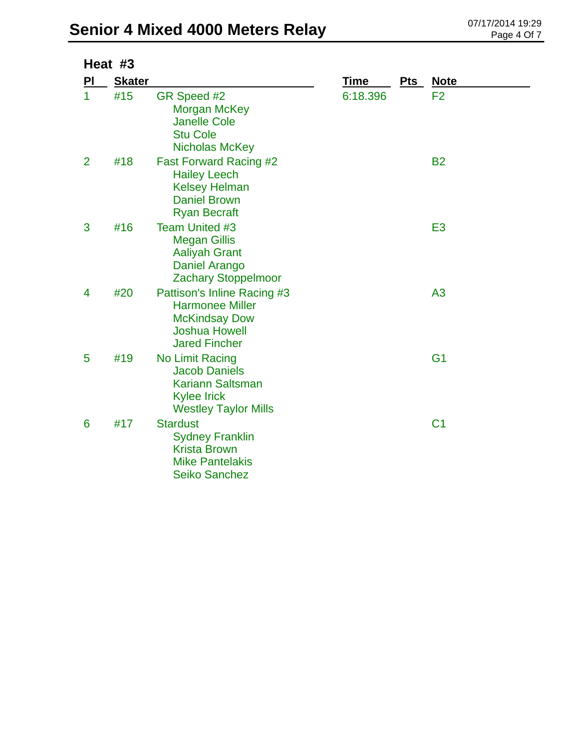# Senior 4 Mixed 4000 Meters Relay

## Heat #3

| Pl | Skater | | Time | Pts | Note |
|---|---|---|---|---|---|
| 1 | #15 | GR Speed #2<br>Morgan McKey<br>Janelle Cole<br>Stu Cole<br>Nicholas McKey | 6:18.396 | | F2 |
| 2 | #18 | Fast Forward Racing #2<br>Hailey Leech<br>Kelsey Helman<br>Daniel Brown<br>Ryan Becraft | | | B2 |
| 3 | #16 | Team United #3<br>Megan Gillis<br>Aaliyah Grant<br>Daniel Arango<br>Zachary Stoppelmoor | | | E3 |
| 4 | #20 | Pattison's Inline Racing #3<br>Harmonee Miller<br>McKindsay Dow<br>Joshua Howell<br>Jared Fincher | | | A3 |
| 5 | #19 | No Limit Racing<br>Jacob Daniels<br>Kariann Saltsman<br>Kylee Irick<br>Westley Taylor Mills | | | G1 |
| 6 | #17 | Stardust<br>Sydney Franklin<br>Krista Brown<br>Mike Pantelakis<br>Seiko Sanchez | | | C1 |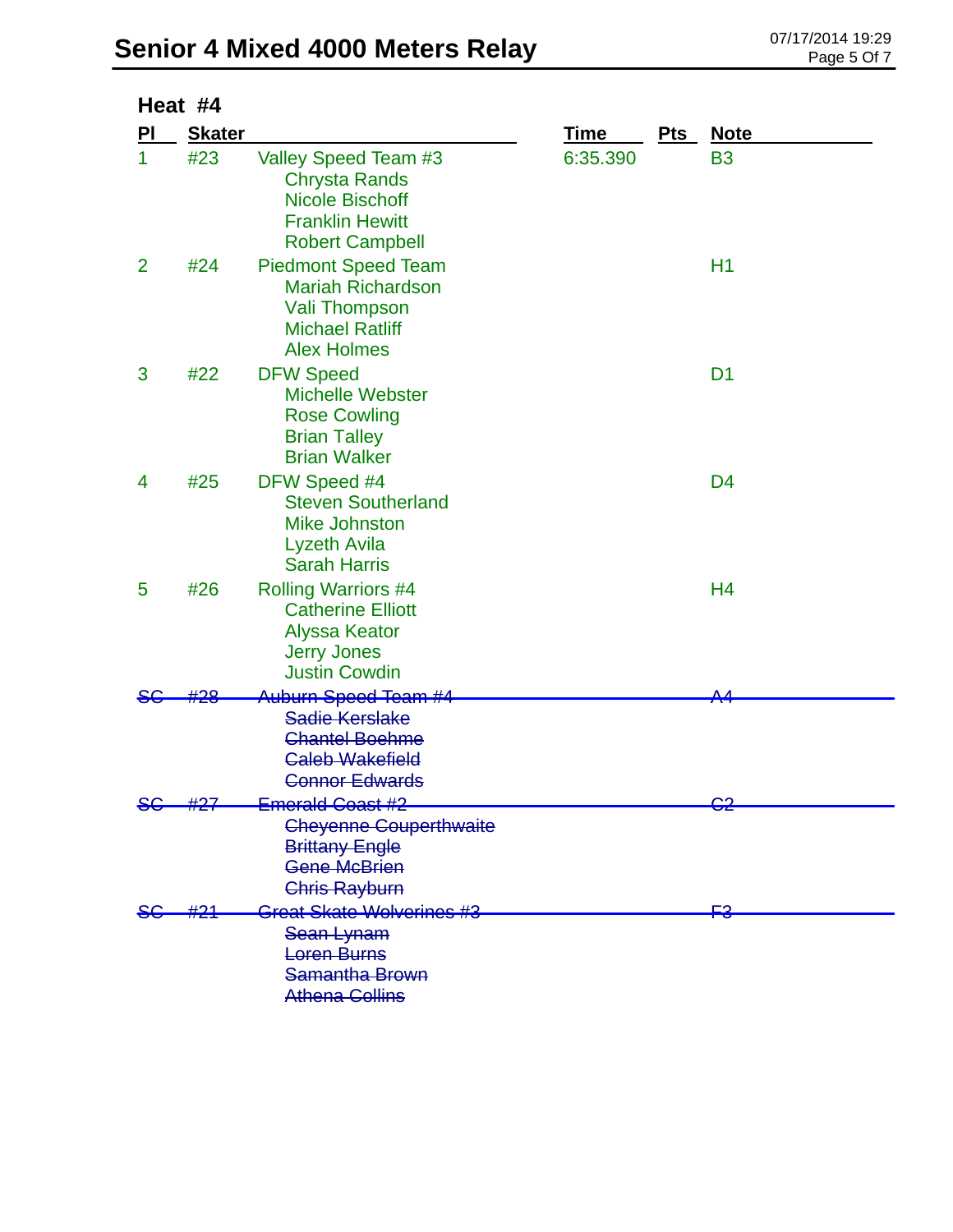# Senior 4 Mixed 4000 Meters Relay

07/17/2014 19:29

## Heat #4

| Pl | Skater | | Time | Pts | Note |
|---|---|---|---|---|---|
| 1 | #23 | Valley Speed Team #3<br>Chrysta Rands<br>Nicole Bischoff<br>Franklin Hewitt<br>Robert Campbell | 6:35.390 | | B3 |
| 2 | #24 | Piedmont Speed Team<br>Mariah Richardson<br>Vali Thompson<br>Michael Ratliff<br>Alex Holmes | | | H1 |
| 3 | #22 | DFW Speed<br>Michelle Webster<br>Rose Cowling<br>Brian Talley<br>Brian Walker | | | D1 |
| 4 | #25 | DFW Speed #4<br>Steven Southerland<br>Mike Johnston<br>Lyzeth Avila<br>Sarah Harris | | | D4 |
| 5 | #26 | Rolling Warriors #4<br>Catherine Elliott<br>Alyssa Keator<br>Jerry Jones<br>Justin Cowdin | | | H4 |
| ~~SC~~ | ~~#28~~ | ~~Auburn Speed Team #4~~<br>~~Sadie Kerslake~~<br>~~Chantel Boehme~~<br>~~Caleb Wakefield~~<br>~~Connor Edwards~~ | | | ~~A4~~ |
| ~~SC~~ | ~~#27~~ | ~~Emerald Coast #2~~<br>~~Cheyenne Couperthwaite~~<br>~~Brittany Engle~~<br>~~Gene McBrien~~<br>~~Chris Rayburn~~ | | | ~~C2~~ |
| ~~SC~~ | ~~#21~~ | ~~Great Skate Wolverines #3~~<br>~~Sean Lynam~~<br>~~Loren Burns~~<br>~~Samantha Brown~~<br>~~Athena Collins~~ | | | ~~F3~~ |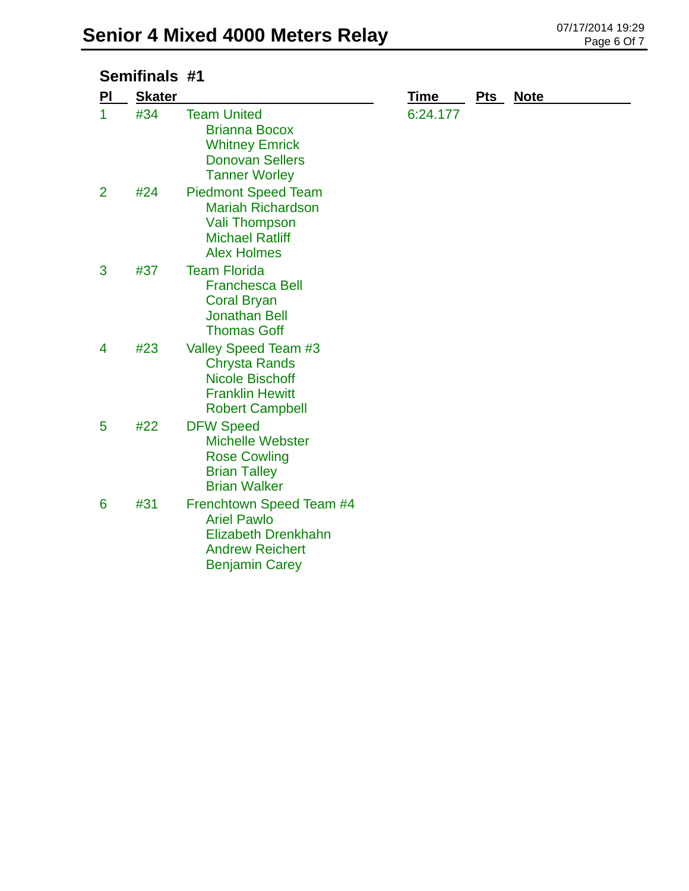# Senior 4 Mixed 4000 Meters Relay

## Semifinals #1

| Pl | Skater | | Time | Pts | Note |
|---|---|---|---|---|---|
| 1 | #34 | Team United<br>Brianna Bocox<br>Whitney Emrick<br>Donovan Sellers<br>Tanner Worley | 6:24.177 | | |
| 2 | #24 | Piedmont Speed Team<br>Mariah Richardson<br>Vali Thompson<br>Michael Ratliff<br>Alex Holmes | | | |
| 3 | #37 | Team Florida<br>Franchesca Bell<br>Coral Bryan<br>Jonathan Bell<br>Thomas Goff | | | |
| 4 | #23 | Valley Speed Team #3<br>Chrysta Rands<br>Nicole Bischoff<br>Franklin Hewitt<br>Robert Campbell | | | |
| 5 | #22 | DFW Speed<br>Michelle Webster<br>Rose Cowling<br>Brian Talley<br>Brian Walker | | | |
| 6 | #31 | Frenchtown Speed Team #4<br>Ariel Pawlo<br>Elizabeth Drenkhahn<br>Andrew Reichert<br>Benjamin Carey | | | |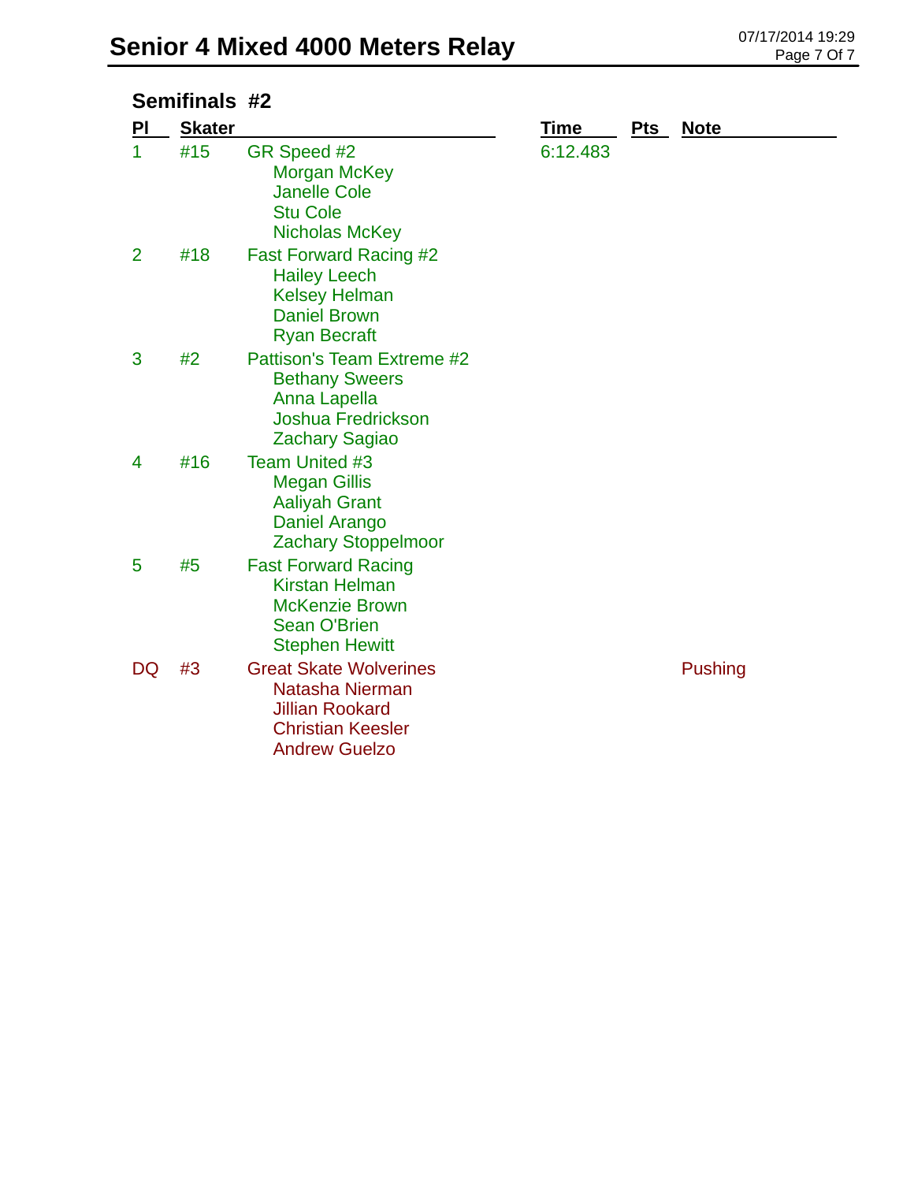# Senior 4 Mixed 4000 Meters Relay

07/17/2014 19:29

## Semifinals #2

| Pl | Skater | | Time | Pts | Note |
|---|---|---|---|---|---|
| 1 | #15 | GR Speed #2<br>Morgan McKey<br>Janelle Cole<br>Stu Cole<br>Nicholas McKey | 6:12.483 | | |
| 2 | #18 | Fast Forward Racing #2<br>Hailey Leech<br>Kelsey Helman<br>Daniel Brown<br>Ryan Becraft | | | |
| 3 | #2 | Pattison's Team Extreme #2<br>Bethany Sweers<br>Anna Lapella<br>Joshua Fredrickson<br>Zachary Sagiao | | | |
| 4 | #16 | Team United #3<br>Megan Gillis<br>Aaliyah Grant<br>Daniel Arango<br>Zachary Stoppelmoor | | | |
| 5 | #5 | Fast Forward Racing<br>Kirstan Helman<br>McKenzie Brown<br>Sean O'Brien<br>Stephen Hewitt | | | |
| DQ | #3 | Great Skate Wolverines<br>Natasha Nierman<br>Jillian Rookard<br>Christian Keesler<br>Andrew Guelzo | | | Pushing |